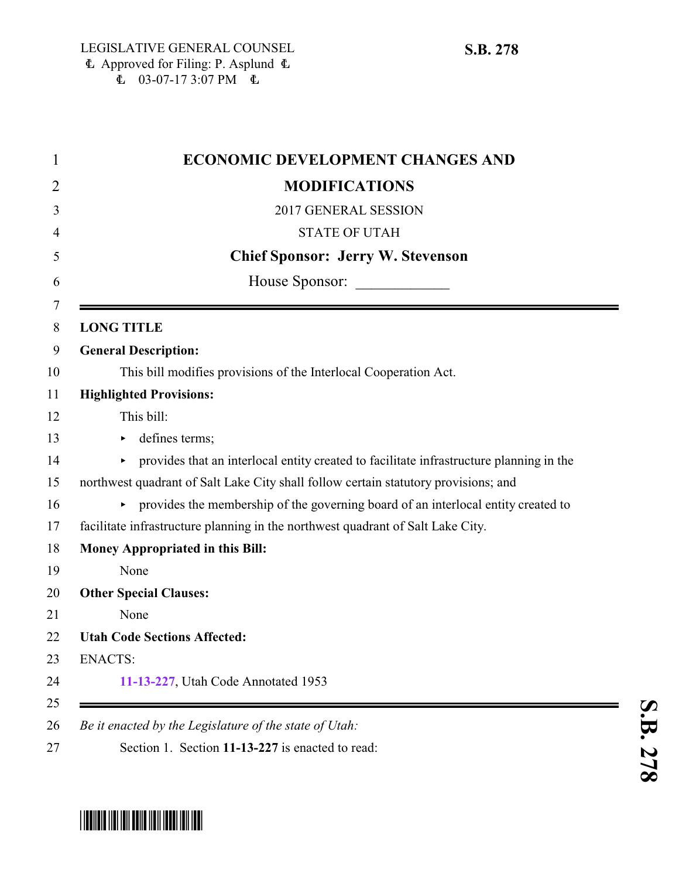LEGISLATIVE GENERAL COUNSEL
Approved for Filing: P. Asplund
03-07-17 3:07 PM

**S.B. 278**

# ECONOMIC DEVELOPMENT CHANGES AND MODIFICATIONS

2017 GENERAL SESSION

STATE OF UTAH

**Chief Sponsor: Jerry W. Stevenson**

House Sponsor: ____________

**LONG TITLE**

**General Description:**

This bill modifies provisions of the Interlocal Cooperation Act.

**Highlighted Provisions:**

This bill:

- defines terms;
- provides that an interlocal entity created to facilitate infrastructure planning in the northwest quadrant of Salt Lake City shall follow certain statutory provisions; and
- provides the membership of the governing board of an interlocal entity created to facilitate infrastructure planning in the northwest quadrant of Salt Lake City.

**Money Appropriated in this Bill:**

None

**Other Special Clauses:**

None

**Utah Code Sections Affected:**

ENACTS:

11-13-227, Utah Code Annotated 1953

*Be it enacted by the Legislature of the state of Utah:*

Section 1. Section **11-13-227** is enacted to read: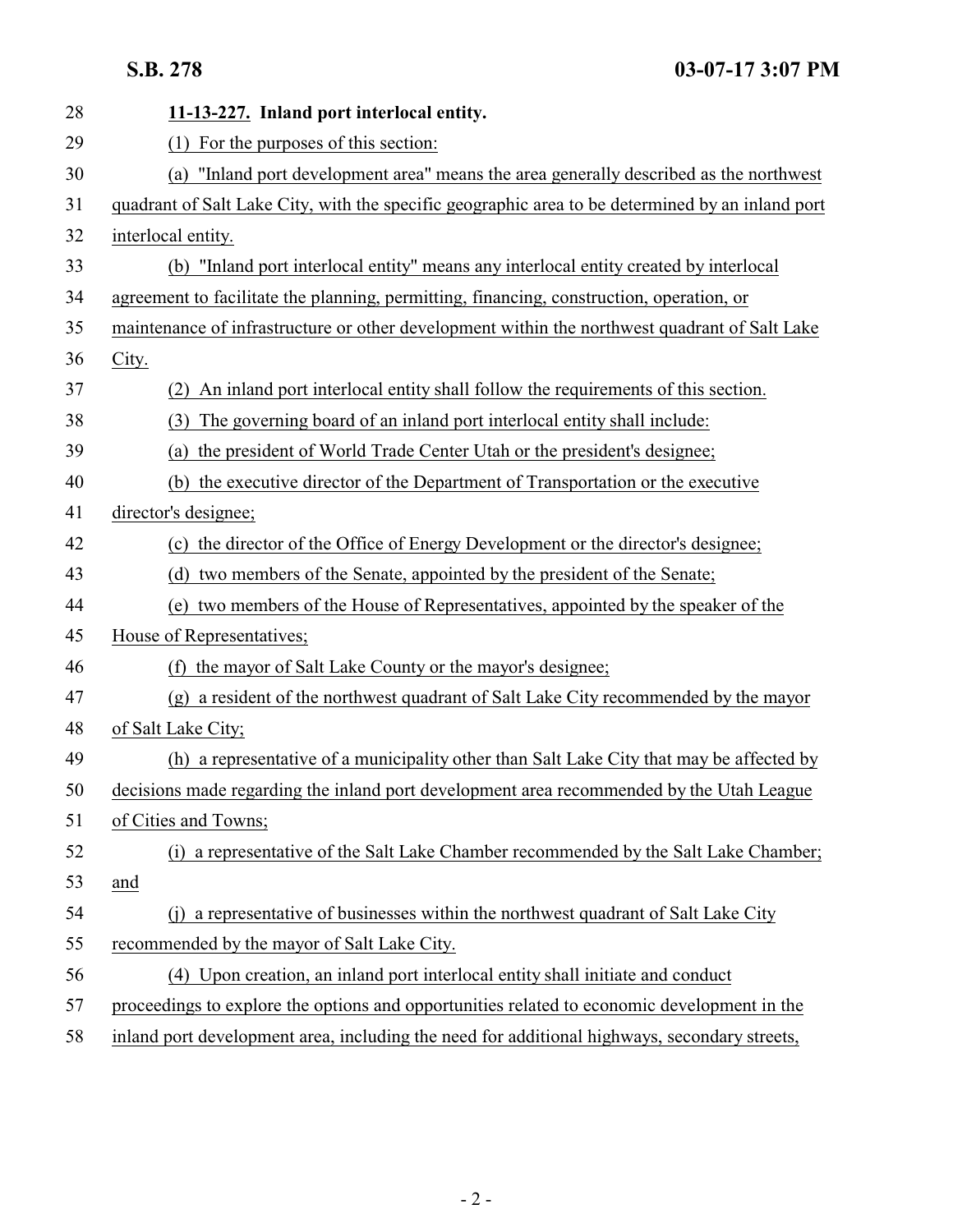**11-13-227. Inland port interlocal entity.**

(1) For the purposes of this section:

(a) "Inland port development area" means the area generally described as the northwest quadrant of Salt Lake City, with the specific geographic area to be determined by an inland port interlocal entity.

(b) "Inland port interlocal entity" means any interlocal entity created by interlocal agreement to facilitate the planning, permitting, financing, construction, operation, or maintenance of infrastructure or other development within the northwest quadrant of Salt Lake City.

(2) An inland port interlocal entity shall follow the requirements of this section.

(3) The governing board of an inland port interlocal entity shall include:

(a) the president of World Trade Center Utah or the president's designee;

(b) the executive director of the Department of Transportation or the executive director's designee;

(c) the director of the Office of Energy Development or the director's designee;

(d) two members of the Senate, appointed by the president of the Senate;

(e) two members of the House of Representatives, appointed by the speaker of the House of Representatives;

(f) the mayor of Salt Lake County or the mayor's designee;

(g) a resident of the northwest quadrant of Salt Lake City recommended by the mayor of Salt Lake City;

(h) a representative of a municipality other than Salt Lake City that may be affected by decisions made regarding the inland port development area recommended by the Utah League of Cities and Towns;

(i) a representative of the Salt Lake Chamber recommended by the Salt Lake Chamber; and

(j) a representative of businesses within the northwest quadrant of Salt Lake City recommended by the mayor of Salt Lake City.

(4) Upon creation, an inland port interlocal entity shall initiate and conduct proceedings to explore the options and opportunities related to economic development in the inland port development area, including the need for additional highways, secondary streets,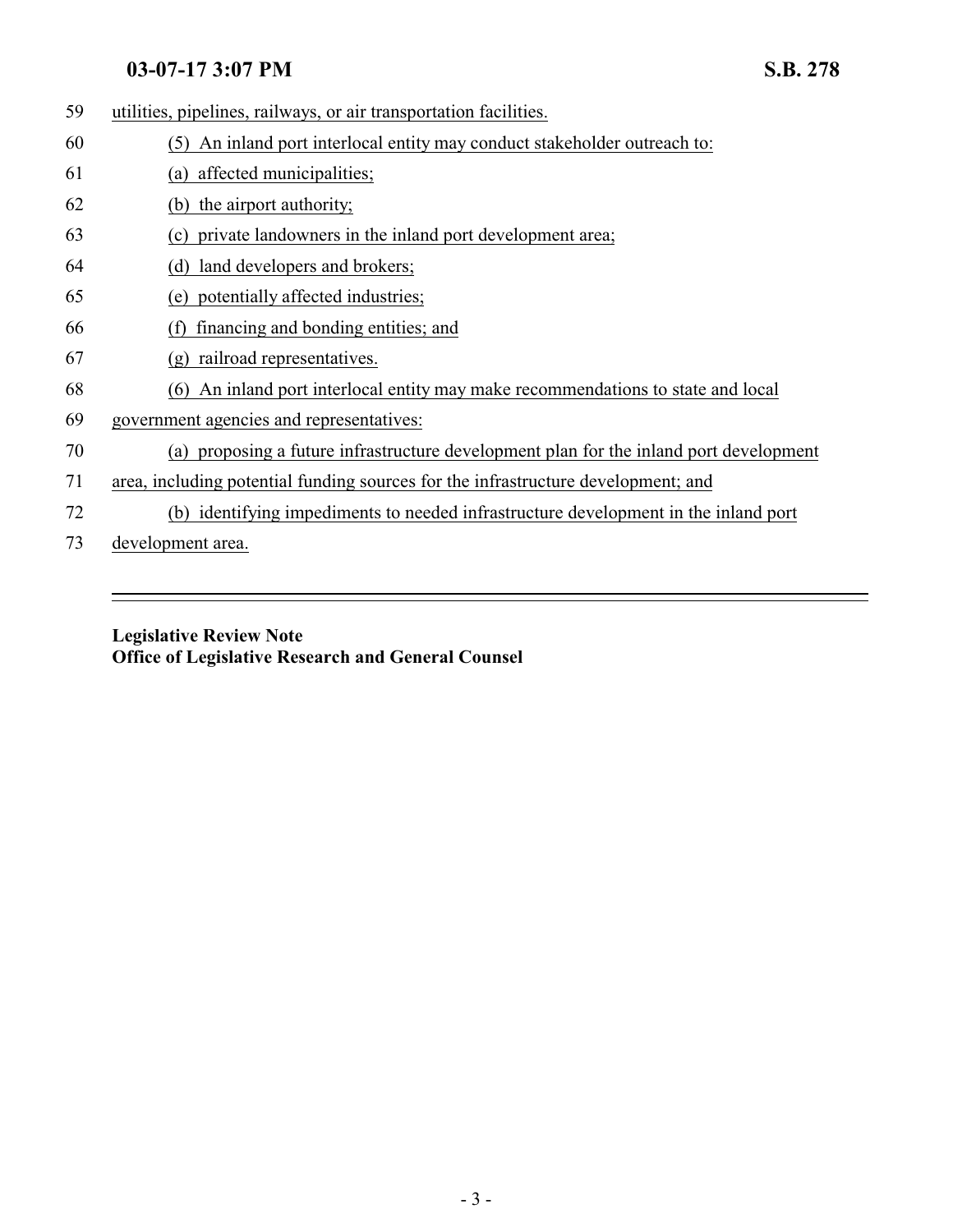utilities, pipelines, railways, or air transportation facilities.

(5) An inland port interlocal entity may conduct stakeholder outreach to:

(a) affected municipalities;

(b) the airport authority;

(c) private landowners in the inland port development area;

(d) land developers and brokers;

(e) potentially affected industries;

(f) financing and bonding entities; and

(g) railroad representatives.

(6) An inland port interlocal entity may make recommendations to state and local government agencies and representatives:

(a) proposing a future infrastructure development plan for the inland port development area, including potential funding sources for the infrastructure development; and

(b) identifying impediments to needed infrastructure development in the inland port development area.

---

**Legislative Review Note**
**Office of Legislative Research and General Counsel**